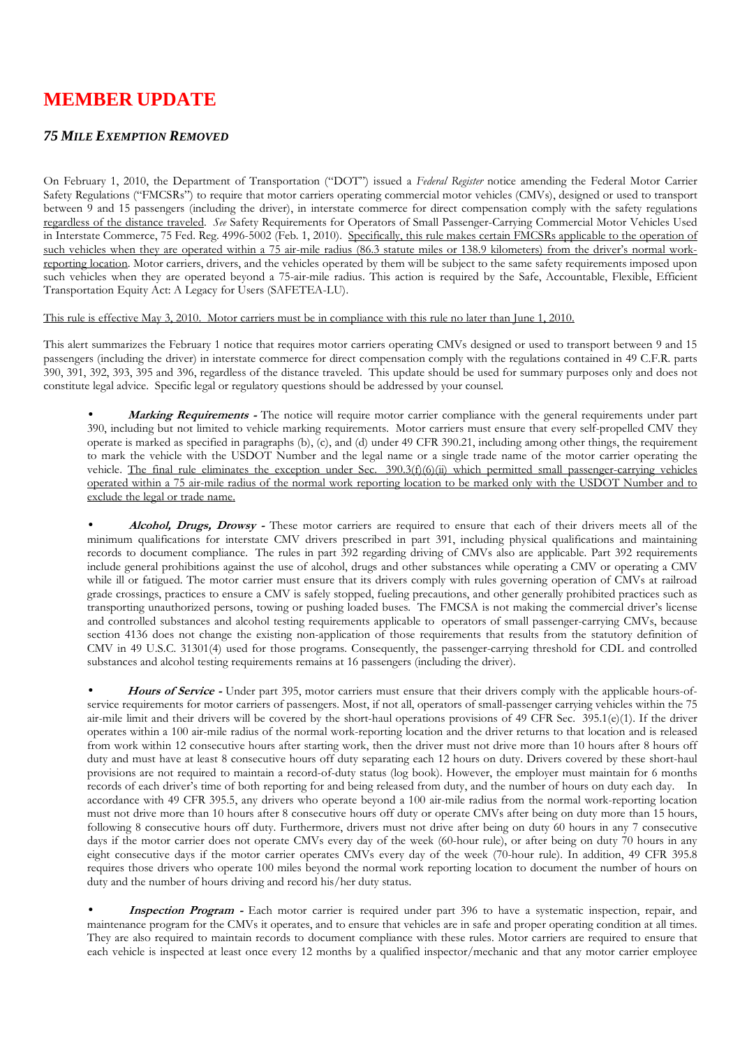# MEMBER UPDATE

### *75 MILE EXEMPTION REMOVED*

On February 1, 2010, the Department of Transportation ("DOT") issued a *Federal Register* notice amending the Federal Motor Carrier Safety Regulations ("FMCSRs") to require that motor carriers operating commercial motor vehicles (CMVs), designed or used to transport between 9 and 15 passengers (including the driver), in interstate commerce for direct compensation comply with the safety regulations regardless of the distance traveled. *See* Safety Requirements for Operators of Small Passenger-Carrying Commercial Motor Vehicles Used in Interstate Commerce, 75 Fed. Reg. 4996-5002 (Feb. 1, 2010). Specifically, this rule makes certain FMCSRs applicable to the operation of such vehicles when they are operated within a 75 air-mile radius (86.3 statute miles or 138.9 kilometers) from the driver's normal work-reporting location. Motor carriers, drivers, and the vehicles operated by them will be subject to the same safety requirements imposed upon such vehicles when they are operated beyond a 75-air-mile radius. This action is required by the Safe, Accountable, Flexible, Efficient Transportation Equity Act: A Legacy for Users (SAFETEA-LU).

This rule is effective May 3, 2010. Motor carriers must be in compliance with this rule no later than June 1, 2010.

This alert summarizes the February 1 notice that requires motor carriers operating CMVs designed or used to transport between 9 and 15 passengers (including the driver) in interstate commerce for direct compensation comply with the regulations contained in 49 C.F.R. parts 390, 391, 392, 393, 395 and 396, regardless of the distance traveled. This update should be used for summary purposes only and does not constitute legal advice. Specific legal or regulatory questions should be addressed by your counsel.

- ***Marking Requirements -*** The notice will require motor carrier compliance with the general requirements under part 390, including but not limited to vehicle marking requirements. Motor carriers must ensure that every self-propelled CMV they operate is marked as specified in paragraphs (b), (c), and (d) under 49 CFR 390.21, including among other things, the requirement to mark the vehicle with the USDOT Number and the legal name or a single trade name of the motor carrier operating the vehicle. The final rule eliminates the exception under Sec. 390.3(f)(6)(ii) which permitted small passenger-carrying vehicles operated within a 75 air-mile radius of the normal work reporting location to be marked only with the USDOT Number and to exclude the legal or trade name.

- ***Alcohol, Drugs, Drowsy -*** These motor carriers are required to ensure that each of their drivers meets all of the minimum qualifications for interstate CMV drivers prescribed in part 391, including physical qualifications and maintaining records to document compliance. The rules in part 392 regarding driving of CMVs also are applicable. Part 392 requirements include general prohibitions against the use of alcohol, drugs and other substances while operating a CMV or operating a CMV while ill or fatigued. The motor carrier must ensure that its drivers comply with rules governing operation of CMVs at railroad grade crossings, practices to ensure a CMV is safely stopped, fueling precautions, and other generally prohibited practices such as transporting unauthorized persons, towing or pushing loaded buses. The FMCSA is not making the commercial driver's license and controlled substances and alcohol testing requirements applicable to operators of small passenger-carrying CMVs, because section 4136 does not change the existing non-application of those requirements that results from the statutory definition of CMV in 49 U.S.C. 31301(4) used for those programs. Consequently, the passenger-carrying threshold for CDL and controlled substances and alcohol testing requirements remains at 16 passengers (including the driver).

- ***Hours of Service -*** Under part 395, motor carriers must ensure that their drivers comply with the applicable hours-of-service requirements for motor carriers of passengers. Most, if not all, operators of small-passenger carrying vehicles within the 75 air-mile limit and their drivers will be covered by the short-haul operations provisions of 49 CFR Sec. 395.1(e)(1). If the driver operates within a 100 air-mile radius of the normal work-reporting location and the driver returns to that location and is released from work within 12 consecutive hours after starting work, then the driver must not drive more than 10 hours after 8 hours off duty and must have at least 8 consecutive hours off duty separating each 12 hours on duty. Drivers covered by these short-haul provisions are not required to maintain a record-of-duty status (log book). However, the employer must maintain for 6 months records of each driver's time of both reporting for and being released from duty, and the number of hours on duty each day. In accordance with 49 CFR 395.5, any drivers who operate beyond a 100 air-mile radius from the normal work-reporting location must not drive more than 10 hours after 8 consecutive hours off duty or operate CMVs after being on duty more than 15 hours, following 8 consecutive hours off duty. Furthermore, drivers must not drive after being on duty 60 hours in any 7 consecutive days if the motor carrier does not operate CMVs every day of the week (60-hour rule), or after being on duty 70 hours in any eight consecutive days if the motor carrier operates CMVs every day of the week (70-hour rule). In addition, 49 CFR 395.8 requires those drivers who operate 100 miles beyond the normal work reporting location to document the number of hours on duty and the number of hours driving and record his/her duty status.

- ***Inspection Program -*** Each motor carrier is required under part 396 to have a systematic inspection, repair, and maintenance program for the CMVs it operates, and to ensure that vehicles are in safe and proper operating condition at all times. They are also required to maintain records to document compliance with these rules. Motor carriers are required to ensure that each vehicle is inspected at least once every 12 months by a qualified inspector/mechanic and that any motor carrier employee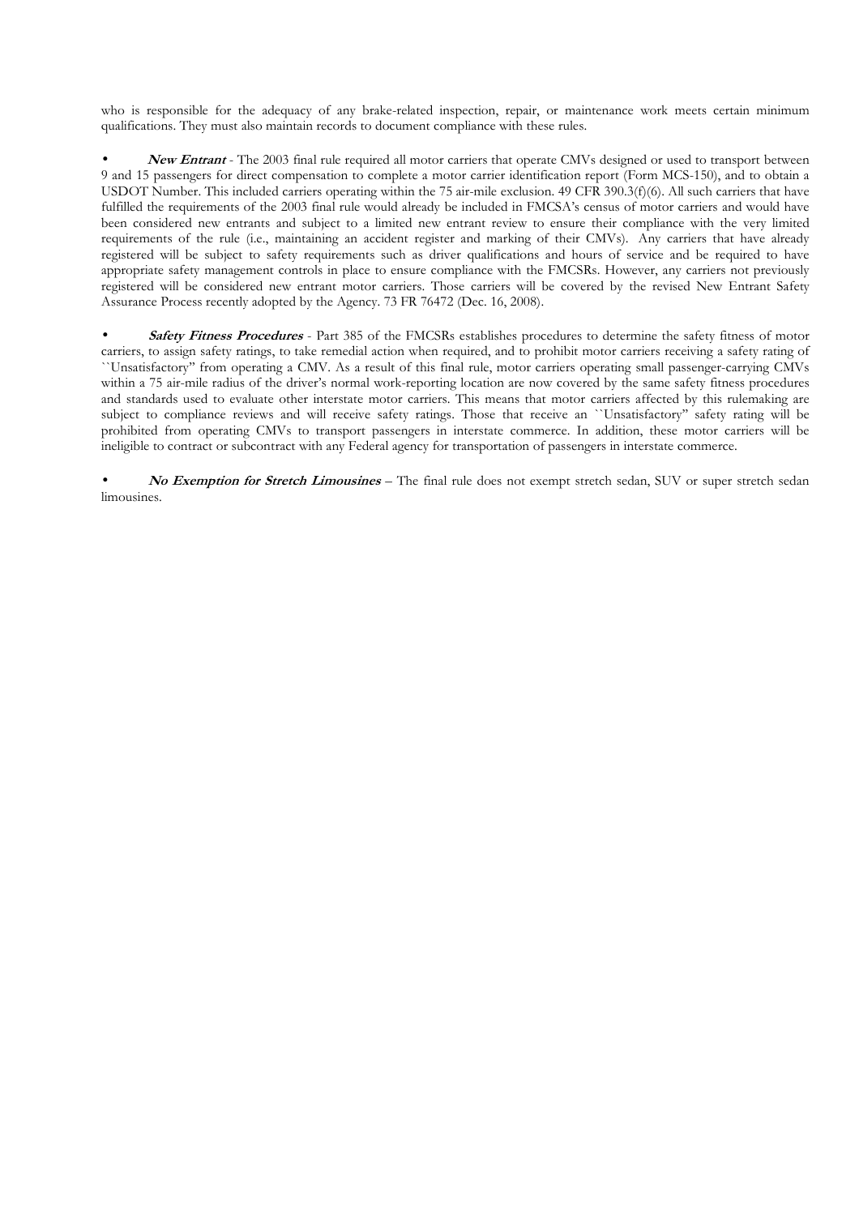who is responsible for the adequacy of any brake-related inspection, repair, or maintenance work meets certain minimum qualifications. They must also maintain records to document compliance with these rules.

- ***New Entrant*** - The 2003 final rule required all motor carriers that operate CMVs designed or used to transport between 9 and 15 passengers for direct compensation to complete a motor carrier identification report (Form MCS-150), and to obtain a USDOT Number. This included carriers operating within the 75 air-mile exclusion. 49 CFR 390.3(f)(6). All such carriers that have fulfilled the requirements of the 2003 final rule would already be included in FMCSA's census of motor carriers and would have been considered new entrants and subject to a limited new entrant review to ensure their compliance with the very limited requirements of the rule (i.e., maintaining an accident register and marking of their CMVs). Any carriers that have already registered will be subject to safety requirements such as driver qualifications and hours of service and be required to have appropriate safety management controls in place to ensure compliance with the FMCSRs. However, any carriers not previously registered will be considered new entrant motor carriers. Those carriers will be covered by the revised New Entrant Safety Assurance Process recently adopted by the Agency. 73 FR 76472 (Dec. 16, 2008).

- ***Safety Fitness Procedures*** - Part 385 of the FMCSRs establishes procedures to determine the safety fitness of motor carriers, to assign safety ratings, to take remedial action when required, and to prohibit motor carriers receiving a safety rating of ``Unsatisfactory'' from operating a CMV. As a result of this final rule, motor carriers operating small passenger-carrying CMVs within a 75 air-mile radius of the driver's normal work-reporting location are now covered by the same safety fitness procedures and standards used to evaluate other interstate motor carriers. This means that motor carriers affected by this rulemaking are subject to compliance reviews and will receive safety ratings. Those that receive an ``Unsatisfactory'' safety rating will be prohibited from operating CMVs to transport passengers in interstate commerce. In addition, these motor carriers will be ineligible to contract or subcontract with any Federal agency for transportation of passengers in interstate commerce.

- ***No Exemption for Stretch Limousines*** – The final rule does not exempt stretch sedan, SUV or super stretch sedan limousines.